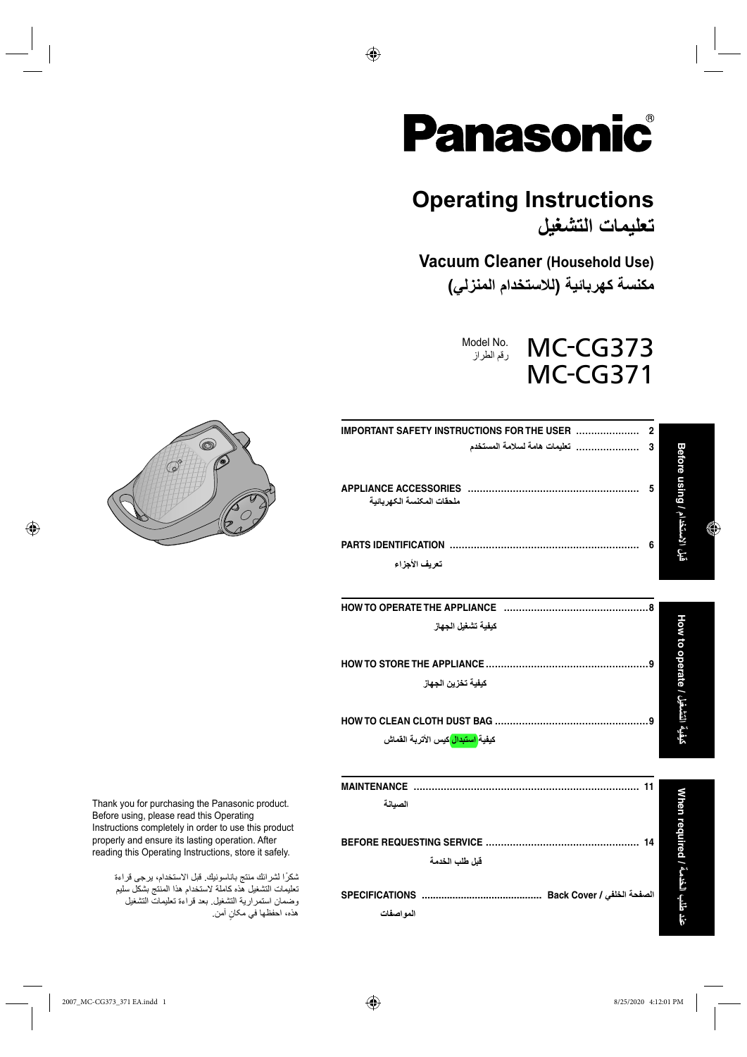# Panasonic

## Operating Instructions
## تعليمات التشغيل

### Vacuum Cleaner (Household Use)
### مكنسة كهربائية (للاستخدام المنزلي)

Model No. / رقم الطراز
**MC-CG373**
**MC-CG371**

| | | |
|---|---|---|
| **Before using / قبل الاستخدام** | **IMPORTANT SAFETY INSTRUCTIONS FOR THE USER** | 2 |
| | تعليمات هامة لسلامة المستخدم | 3 |
| | **APPLIANCE ACCESSORIES** ملحقات المكنسة الكهربائية | 5 |
| | **PARTS IDENTIFICATION** تعريف الأجزاء | 6 |
| **How to operate / كيفية التشغيل** | **HOW TO OPERATE THE APPLIANCE** كيفية تشغيل الجهاز | 8 |
| | **HOW TO STORE THE APPLIANCE** كيفية تخزين الجهاز | 9 |
| | **HOW TO CLEAN CLOTH DUST BAG** كيفية استبدال كيس الأتربة القماش | 9 |
| **When required / عند طلب الخدمة** | **MAINTENANCE** الصيانة | 11 |
| | **BEFORE REQUESTING SERVICE** قبل طلب الخدمة | 14 |
| | **SPECIFICATIONS** المواصفات | Back Cover / الصفحة الخلفي |

Thank you for purchasing the Panasonic product. Before using, please read this Operating Instructions completely in order to use this product properly and ensure its lasting operation. After reading this Operating Instructions, store it safely.

شكرًا لشرائك منتج باناسونيك. قبل الاستخدام، يرجى قراءة تعليمات التشغيل هذه كاملة لاستخدام هذا المنتج بشكل سليم وضمان استمرارية التشغيل. بعد قراءة تعليمات التشغيل هذه، احفظها في مكانٍ آمن.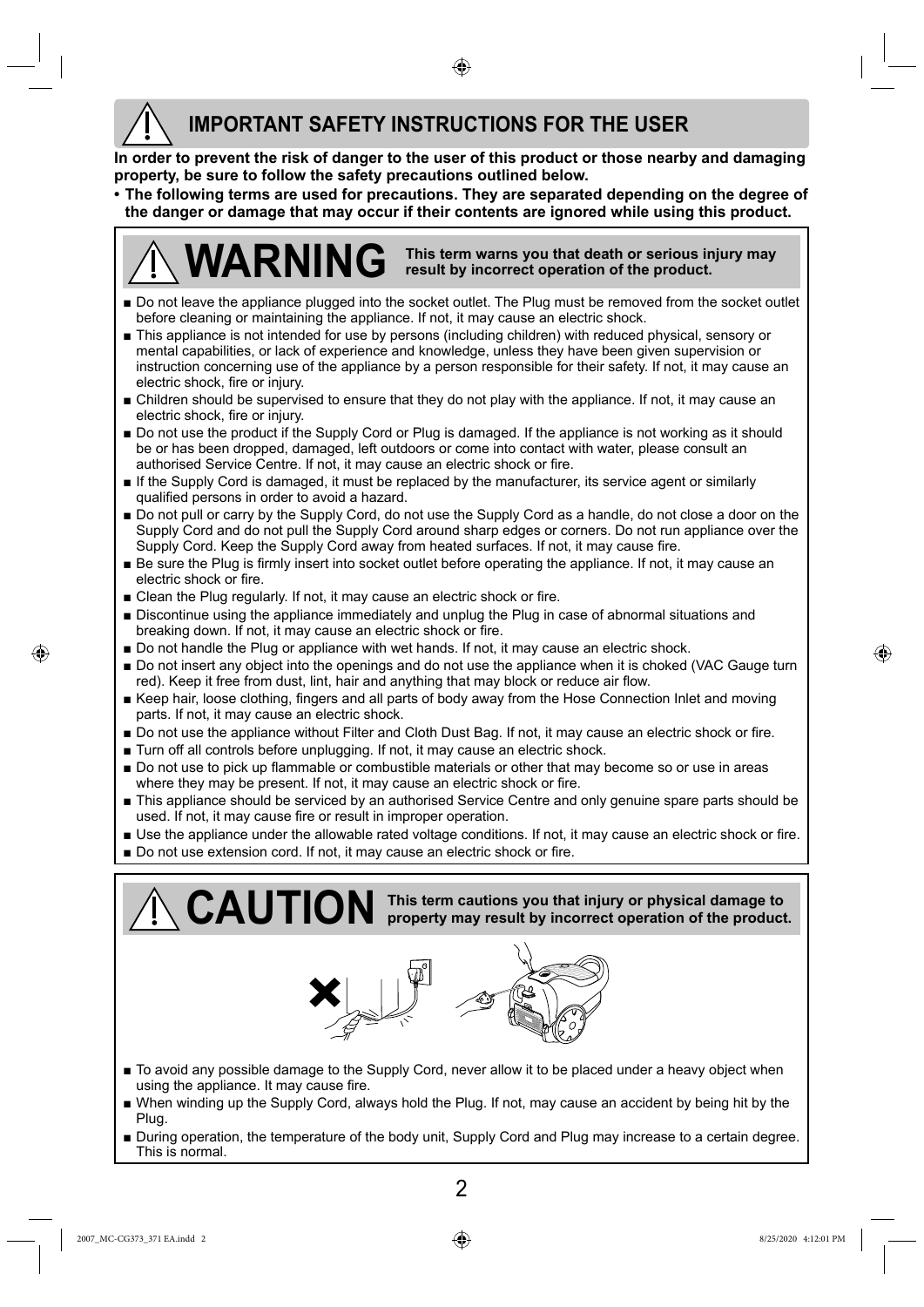# IMPORTANT SAFETY INSTRUCTIONS FOR THE USER

**In order to prevent the risk of danger to the user of this product or those nearby and damaging property, be sure to follow the safety precautions outlined below.**

- **The following terms are used for precautions. They are separated depending on the degree of the danger or damage that may occur if their contents are ignored while using this product.**

## WARNING

**This term warns you that death or serious injury may result by incorrect operation of the product.**

- Do not leave the appliance plugged into the socket outlet. The Plug must be removed from the socket outlet before cleaning or maintaining the appliance. If not, it may cause an electric shock.
- This appliance is not intended for use by persons (including children) with reduced physical, sensory or mental capabilities, or lack of experience and knowledge, unless they have been given supervision or instruction concerning use of the appliance by a person responsible for their safety. If not, it may cause an electric shock, fire or injury.
- Children should be supervised to ensure that they do not play with the appliance. If not, it may cause an electric shock, fire or injury.
- Do not use the product if the Supply Cord or Plug is damaged. If the appliance is not working as it should be or has been dropped, damaged, left outdoors or come into contact with water, please consult an authorised Service Centre. If not, it may cause an electric shock or fire.
- If the Supply Cord is damaged, it must be replaced by the manufacturer, its service agent or similarly qualified persons in order to avoid a hazard.
- Do not pull or carry by the Supply Cord, do not use the Supply Cord as a handle, do not close a door on the Supply Cord and do not pull the Supply Cord around sharp edges or corners. Do not run appliance over the Supply Cord. Keep the Supply Cord away from heated surfaces. If not, it may cause fire.
- Be sure the Plug is firmly insert into socket outlet before operating the appliance. If not, it may cause an electric shock or fire.
- Clean the Plug regularly. If not, it may cause an electric shock or fire.
- Discontinue using the appliance immediately and unplug the Plug in case of abnormal situations and breaking down. If not, it may cause an electric shock or fire.
- Do not handle the Plug or appliance with wet hands. If not, it may cause an electric shock.
- Do not insert any object into the openings and do not use the appliance when it is choked (VAC Gauge turn red). Keep it free from dust, lint, hair and anything that may block or reduce air flow.
- Keep hair, loose clothing, fingers and all parts of body away from the Hose Connection Inlet and moving parts. If not, it may cause an electric shock.
- Do not use the appliance without Filter and Cloth Dust Bag. If not, it may cause an electric shock or fire.
- Turn off all controls before unplugging. If not, it may cause an electric shock.
- Do not use to pick up flammable or combustible materials or other that may become so or use in areas where they may be present. If not, it may cause an electric shock or fire.
- This appliance should be serviced by an authorised Service Centre and only genuine spare parts should be used. If not, it may cause fire or result in improper operation.
- Use the appliance under the allowable rated voltage conditions. If not, it may cause an electric shock or fire.
- Do not use extension cord. If not, it may cause an electric shock or fire.

## CAUTION

**This term cautions you that injury or physical damage to property may result by incorrect operation of the product.**

- To avoid any possible damage to the Supply Cord, never allow it to be placed under a heavy object when using the appliance. It may cause fire.
- When winding up the Supply Cord, always hold the Plug. If not, may cause an accident by being hit by the Plug.
- During operation, the temperature of the body unit, Supply Cord and Plug may increase to a certain degree. This is normal.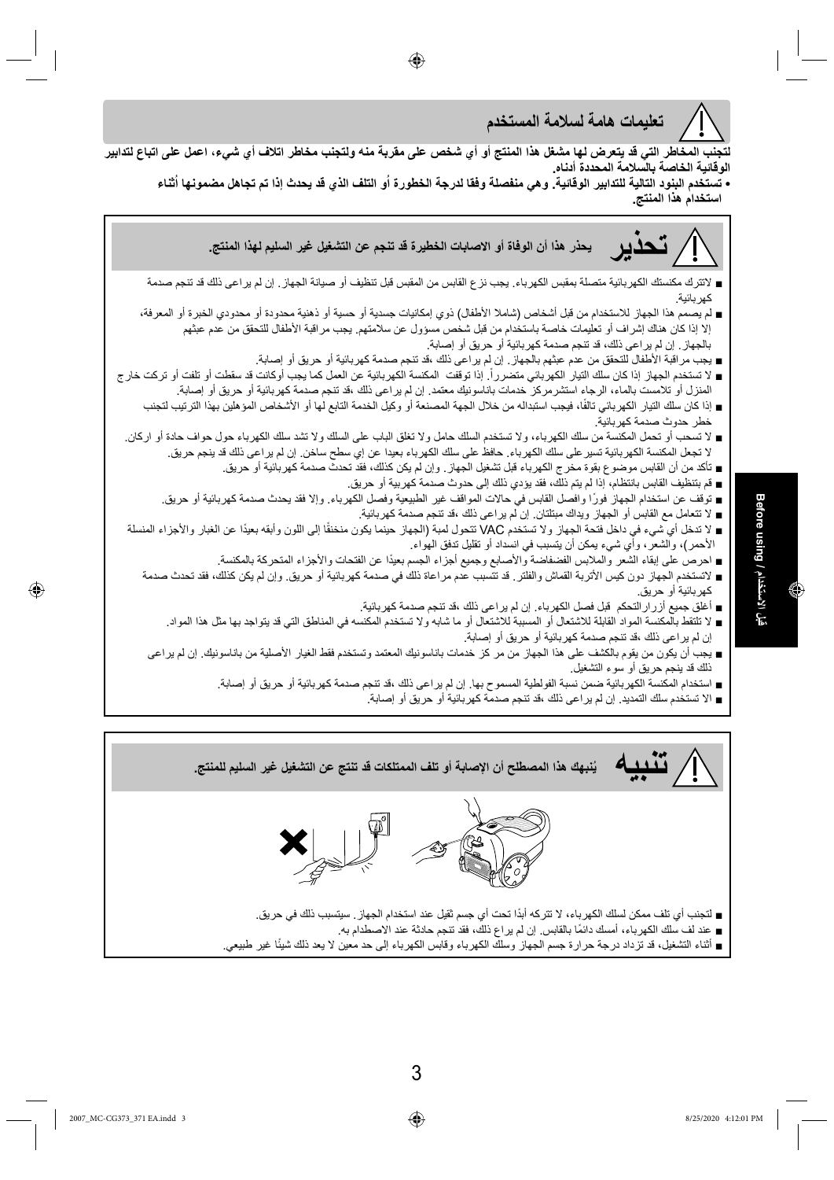# تعليمات هامة لسلامة المستخدم

**لتجنب المخاطر التي قد يتعرض لها مشغل هذا المنتج أو أي شخص على مقربة منه ولتجنب مخاطر اتلاف أي شيء، اعمل على اتباع لتدابير الوقائية الخاصة بالسلامة المحددة أدناه.**

- **تستخدم البنود التالية للتدابير الوقائية. وهي منفصلة وفقا لدرجة الخطورة أو التلف الذي قد يحدث إذا تم تجاهل مضمونها أثناء استخدام هذا المنتج.**

## تحذير

**يحذر هذا أن الوفاة أو الاصابات الخطيرة قد تنجم عن التشغيل غير السليم لهذا المنتج.**

- لاتترك مكنستك الكهربائية متصلة بمقبس الكهرباء. يجب نزع القابس من المقبس قبل تنظيف أو صيانة الجهاز. إن لم يراعى ذلك قد تنجم صدمة كهربائية.
- لم يصمم هذا الجهاز للاستخدام من قبل أشخاص (شاملا الأطفال) ذوي إمكانيات جسدية أو حسية أو ذهنية محدودة أو محدودي الخبرة أو المعرفة، إلا إذا كان هناك إشراف أو تعليمات خاصة باستخدام من قبل شخص مسؤول عن سلامتهم. يجب مراقبة الأطفال للتحقق من عدم عبثهم بالجهاز. إن لم يراعى ذلك، قد تنجم صدمة كهربائية أو حريق أو إصابة.
- يجب مراقبة الأطفال للتحقق من عدم عبثهم بالجهاز. إن لم يراعى ذلك ،قد تنجم صدمة كهربائية أو حريق أو إصابة.
- لا تستخدم الجهاز إذا كان سلك التيار الكهربائي متضرراً. إذا توقفت المكنسة الكهربائية عن العمل كما يجب أوكانت قد سقطت أو تلفت أو تركت خارج المنزل أو تلامست بالماء، الرجاء استشرمركز خدمات باناسونيك معتمد. إن لم يراعى ذلك ،قد تنجم صدمة كهربائية أو حريق أو إصابة.
- إذا كان سلك التيار الكهربائي تالفًا، فيجب استبداله من خلال الجهة المصنعة أو وكيل الخدمة التابع لها أو الأشخاص المؤهلين بهذا الترتيب لتجنب خطر حدوث صدمة كهربائية.
- لا تسحب أو تحمل المكنسة من سلك الكهرباء، ولا تستخدم السلك حامل ولا تغلق الباب على السلك ولا تشد سلك الكهرباء حول حواف حادة أو اركان. لا تجعل المكنسة الكهربائية تسير على سلك الكهرباء. حافظ على سلك الكهرباء بعيدا عن إي سطح ساخن. إن لم يراعى ذلك قد ينجم حريق.
- تأكد من أن القابس موضوع بقوة مخرج الكهرباء قبل تشغيل الجهاز. وإن لم يكن كذلك، فقد تحدث صدمة كهربائية أو حريق.
- قم بتنظيف القابس بانتظام، إذا لم يتم ذلك، فقد يؤدي ذلك إلى حدوث صدمة كهربية أو حريق.
- توقف عن استخدام الجهاز فورًا وافصل القابس في حالات المواقف غير الطبيعية وفصل الكهرباء. وإلا فقد يحدث صدمة كهربائية أو حريق.
- لا تتعامل مع القابس أو الجهاز ويداك مبتلتان. إن لم يراعى ذلك ،قد تنجم صدمة كهربائية.
- لا تدخل أي شيء في داخل فتحة الجهاز ولا تستخدم VAC تتحول لمبة (الجهاز حينما يكون منخنقًا إلى اللون وأبقه بعيدًا عن الغبار والأجزاء المنسلة الأحمر)، والشعر، وأي شيء يمكن أن يتسبب في انسداد أو تقليل تدفق الهواء.
- احرص على إبقاء الشعر والملابس الفضفاضة والأصابع وجميع أجزاء الجسم بعيدًا عن الفتحات والأجزاء المتحركة بالمكنسة.
- لاتستخدم الجهاز دون كيس الأتربة القماش والفلتر. قد تتسبب عدم مراعاة ذلك في صدمة كهربائية أو حريق. وإن لم يكن كذلك، فقد تحدث صدمة كهربائية أو حريق.
- أغلق جميع أزرارالتحكم قبل فصل الكهرباء. إن لم يراعى ذلك ،قد تنجم صدمة كهربائية.
- لا تلتقط بالمكنسة المواد القابلة للاشتعال أو المسببة للاشتعال أو ما شابه ولا تستخدم المكنسه في المناطق التي قد يتواجد بها مثل هذا المواد. إن لم يراعى ذلك ،قد تنجم صدمة كهربائية أو حريق أو إصابة.
- يجب أن يكون من يقوم بالكشف على هذا الجهاز من مر كز خدمات باناسونيك المعتمد وتستخدم فقط الغيار الأصلية من باناسونيك. إن لم يراعى ذلك قد ينجم حريق أو سوء التشغيل.
- استخدام المكنسة الكهربائية ضمن نسبة الفولطية المسموح بها. إن لم يراعى ذلك ،قد تنجم صدمة كهربائية أو حريق أو إصابة.
- الا تستخدم سلك التمديد. إن لم يراعى ذلك ،قد تنجم صدمة كهربائية أو حريق أو إصابة.

## تنبيه

**يُنبهك هذا المصطلح أن الإصابة أو تلف الممتلكات قد تنتج عن التشغيل غير السليم للمنتج.**

- لتجنب أي تلف ممكن لسلك الكهرباء، لا تتركه أبدًا تحت أي جسم ثقيل عند استخدام الجهاز. سيتسبب ذلك في حريق.
- عند لف سلك الكهرباء، أمسك دائمًا بالقابس. إن لم يراع ذلك، فقد تنجم حادثة عند الاصطدام به.
- أثناء التشغيل، قد تزداد درجة حرارة جسم الجهاز وسلك الكهرباء وقابس الكهرباء إلى حد معين لا يعد ذلك شيئًا غير طبيعي.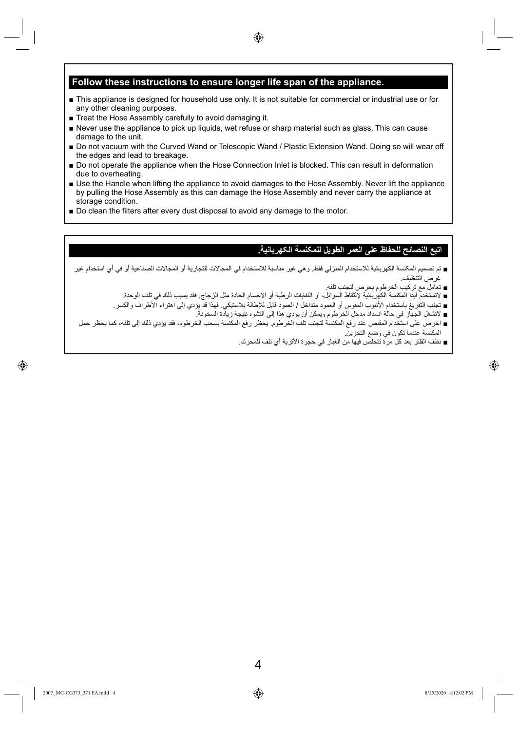## Follow these instructions to ensure longer life span of the appliance.

- This appliance is designed for household use only. It is not suitable for commercial or industrial use or for any other cleaning purposes.
- Treat the Hose Assembly carefully to avoid damaging it.
- Never use the appliance to pick up liquids, wet refuse or sharp material such as glass. This can cause damage to the unit.
- Do not vacuum with the Curved Wand or Telescopic Wand / Plastic Extension Wand. Doing so will wear off the edges and lead to breakage.
- Do not operate the appliance when the Hose Connection Inlet is blocked. This can result in deformation due to overheating.
- Use the Handle when lifting the appliance to avoid damages to the Hose Assembly. Never lift the appliance by pulling the Hose Assembly as this can damage the Hose Assembly and never carry the appliance at storage condition.
- Do clean the filters after every dust disposal to avoid any damage to the motor.

## اتبع النصائح للحفاظ على العمر الطويل للمكنسة الكهربائية.

- تم تصميم المكنسة الكهربائية للاستخدام المنزلي فقط. وهي غير مناسبة للاستخدام في المجالات للتجارية أو المجالات الصناعية أو في أي استخدام غير غرض التنظيف.
- تعامل مع تركيب الخرطوم بحرص لتجنب تلفه.
- لاتستخدم أبدا المكنسة الكهربائية لإلتقاط السوائل، أو النفايات الرطبة أو الأجسام الحادة مثل الزجاج. فقد يسبب ذلك في تلف الوحدة.
- تجنب التفريغ باستخدام الأنبوب المقوس أو العمود متداخل / العمود قابل للإطالة بلاستيكي. فهذا قد يؤدي إلى اهتراء الأطراف والكسر.
- لاتشغل الجهاز في حالة انسداد مدخل الخرطوم ويمكن أن يؤدي هذا إلى التشوه نتيجة زيادة السخونة.
- احرص على استخدام المقبض عند رفع المكنسة لتجنب تلف الخرطوم. يحظر رفع المكنسة بسحب الخرطوم، فقد يؤدي ذلك إلى تلفه، كما يحظر حمل المكنسة عندما تكون في وضع التخزين.
- نظف الفلتر بعد كل مرة تتخلص فيها من الغبار في حجرة الأتربة أي تلف للمحرك.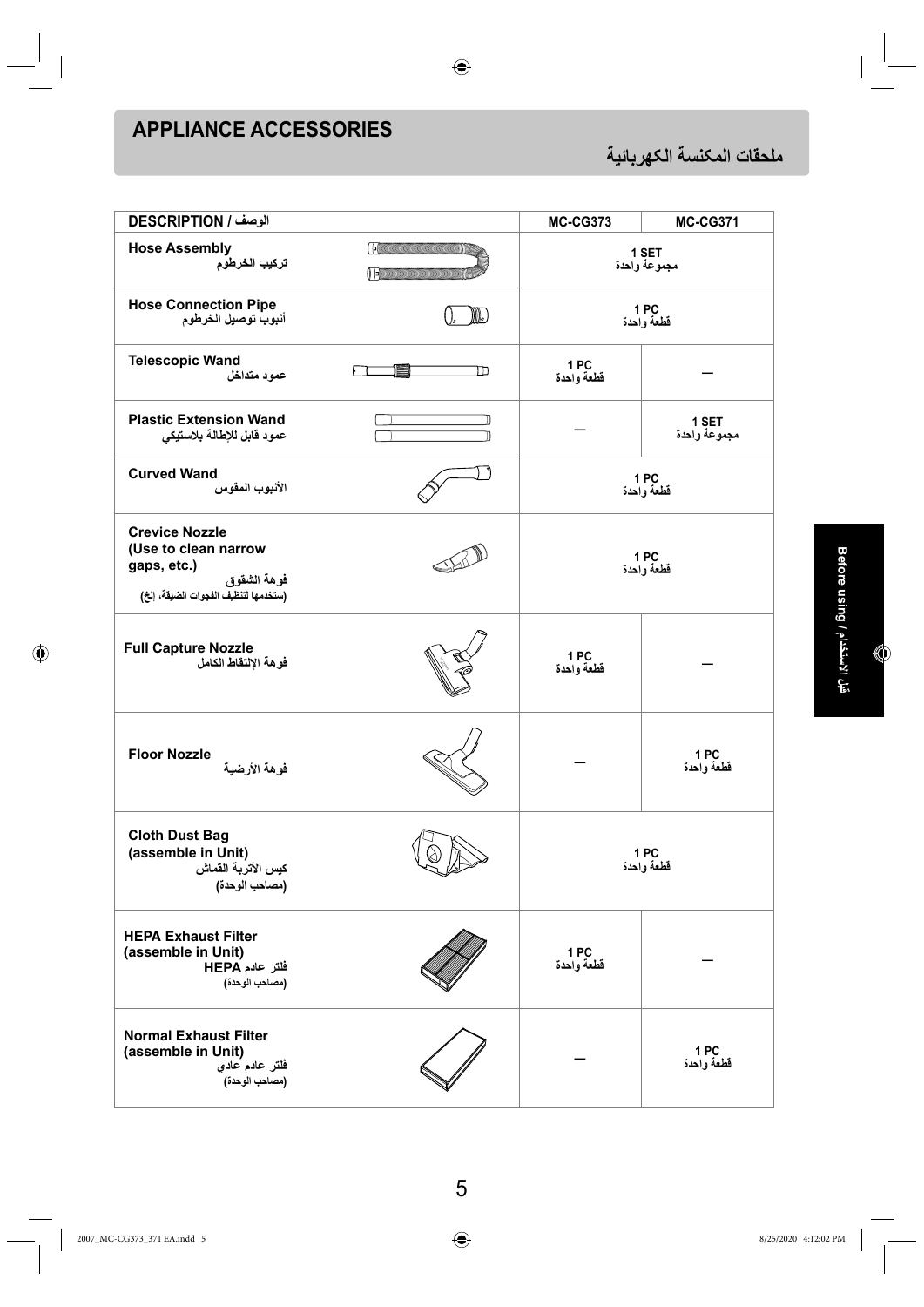## APPLIANCE ACCESSORIES

## ملحقات المكنسة الكهربائية

| DESCRIPTION / الوصف | MC-CG373 | MC-CG371 |
|---|---|---|
| Hose Assembly<br>تركيب الخرطوم | 1 SET<br>مجموعة واحدة | |
| Hose Connection Pipe<br>أنبوب توصيل الخرطوم | 1 PC<br>قطعة واحدة | |
| Telescopic Wand<br>عمود متداخل | 1 PC<br>قطعة واحدة | — |
| Plastic Extension Wand<br>عمود قابل للإطالة بلاستيكي | — | 1 SET<br>مجموعة واحدة |
| Curved Wand<br>الأنبوب المقوس | 1 PC<br>قطعة واحدة | |
| Crevice Nozzle<br>(Use to clean narrow gaps, etc.)<br>فوهة الشقوق<br>(ستخدمها لتنظيف الفجوات الضيقة، إلخ) | 1 PC<br>قطعة واحدة | |
| Full Capture Nozzle<br>فوهة الإلتقاط الكامل | 1 PC<br>قطعة واحدة | — |
| Floor Nozzle<br>فوهة الأرضية | — | 1 PC<br>قطعة واحدة |
| Cloth Dust Bag<br>(assemble in Unit)<br>كيس الأتربة القماش<br>(مصاحب الوحدة) | 1 PC<br>قطعة واحدة | |
| HEPA Exhaust Filter<br>(assemble in Unit)<br>فلتر عادم HEPA<br>(مصاحب الوحدة) | 1 PC<br>قطعة واحدة | — |
| Normal Exhaust Filter<br>(assemble in Unit)<br>فلتر عادم عادي<br>(مصاحب الوحدة) | — | 1 PC<br>قطعة واحدة |

Before using / قبل الاستخدام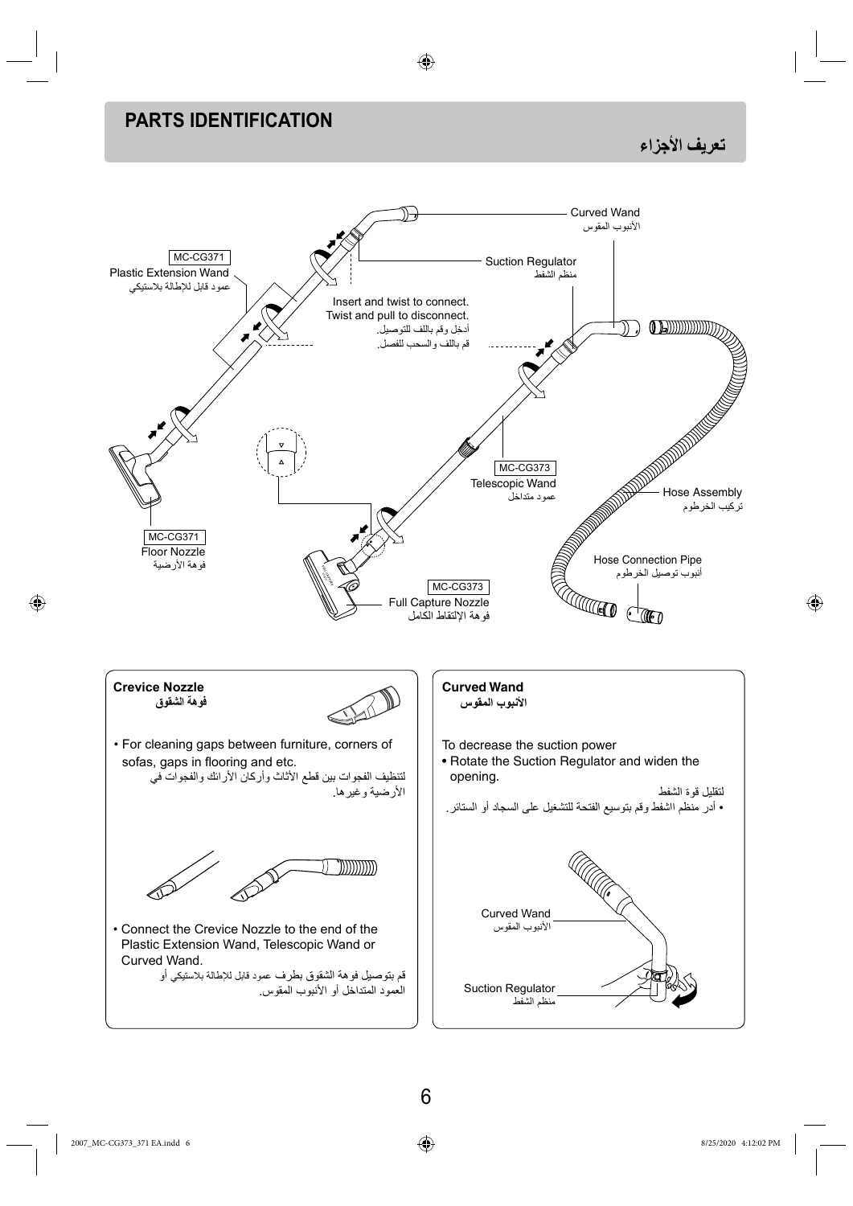## PARTS IDENTIFICATION

## تعريف الأجزاء

Curved Wand
الأنبوب المقوس

MC-CG371
Plastic Extension Wand
عمود قابل للإطالة بلاستيكي

Suction Regulator
منظم الشفط

Insert and twist to connect.
Twist and pull to disconnect.
أدخل وقم باللف للتوصيل.
قم باللف والسحب للفصل.

MC-CG373
Telescopic Wand
عمود متداخل

Hose Assembly
تركيب الخرطوم

MC-CG371
Floor Nozzle
فوهة الأرضية

Hose Connection Pipe
أنبوب توصيل الخرطوم

MC-CG373
Full Capture Nozzle
فوهة الإلتقاط الكامل

### Crevice Nozzle
### فوهة الشقوق

- For cleaning gaps between furniture, corners of sofas, gaps in flooring and etc.
  لتنظيف الفجوات بين قطع الأثاث وأركان الأرائك والفجوات في الأرضية وغيرها.

- Connect the Crevice Nozzle to the end of the Plastic Extension Wand, Telescopic Wand or Curved Wand.
  قم بتوصيل فوهة الشقوق بطرف عمود قابل للإطالة بلاستيكي أو العمود المتداخل أو الأنبوب المقوس.

### Curved Wand
### الأنبوب المقوس

To decrease the suction power

- Rotate the Suction Regulator and widen the opening.

لتقليل قوة الشفط

- أدر منظم الشفط وقم بتوسيع الفتحة للتشغيل على السجاد أو الستائر.

Curved Wand
الأنبوب المقوس

Suction Regulator
منظم الشفط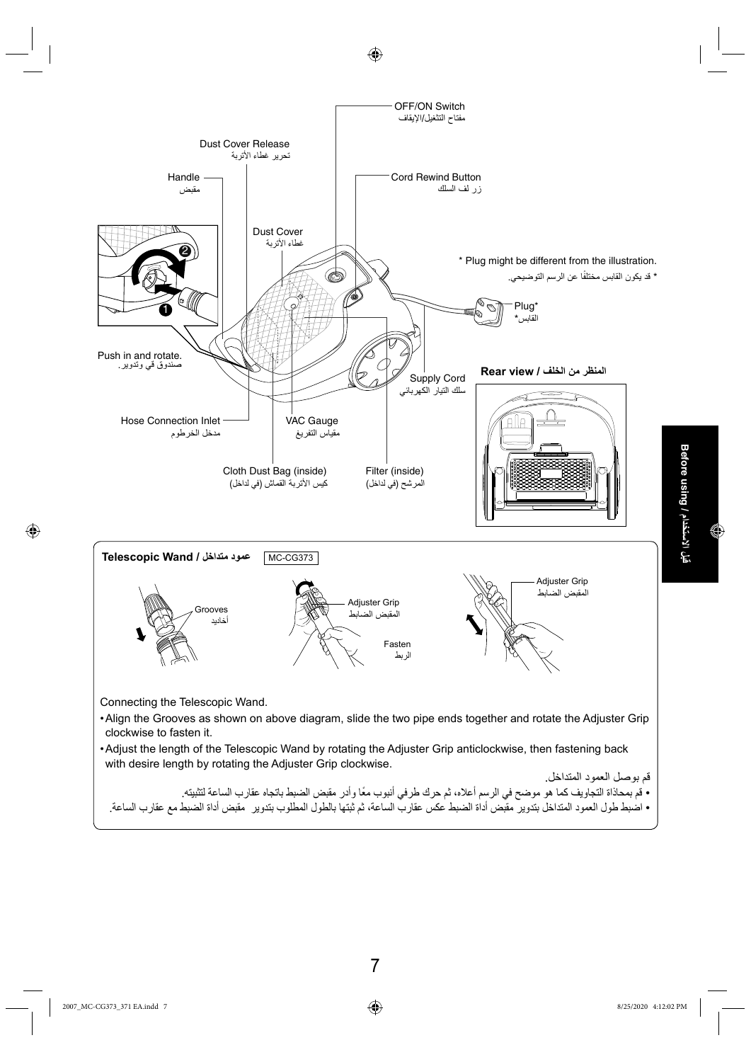OFF/ON Switch
مفتاح التشغيل/الإيقاف

Dust Cover Release
تحرير غطاء الأتربة

Handle
مقبض

Cord Rewind Button
زر لف السلك

Dust Cover
غطاء الأتربة

* Plug might be different from the illustration.
* قد يكون القابس مختلفًا عن الرسم التوضيحي.

Plug*
القابس*

Push in and rotate.
صندوق قي وتدوير.

Rear view / المنظر من الخلف

Supply Cord
سلك التيار الكهربائي

Hose Connection Inlet
مدخل الخرطوم

VAC Gauge
مقياس التفريغ

Cloth Dust Bag (inside)
كيس الأتربة القماش (في لداخل)

Filter (inside)
المرشح (في لداخل)

## Telescopic Wand / عمود متداخل

MC-CG373

Grooves
أخاديد

Adjuster Grip
المقبض الضابط

Fasten
الربط

Adjuster Grip
المقبض الضابط

Connecting the Telescopic Wand.

- Align the Grooves as shown on above diagram, slide the two pipe ends together and rotate the Adjuster Grip clockwise to fasten it.
- Adjust the length of the Telescopic Wand by rotating the Adjuster Grip anticlockwise, then fastening back with desire length by rotating the Adjuster Grip clockwise.

قم بوصل العمود المتداخل.

- قم بمحاذاة التجاويف كما هو موضح في الرسم أعلاه، ثم حرك طرفي أنبوب معًا وأدر مقبض الضبط باتجاه عقارب الساعة لتثبيته.
- اضبط طول العمود المتداخل بتدوير مقبض أداة الضبط عكس عقارب الساعة، ثم ثبتها بالطول المطلوب بتدوير مقبض أداة الضبط مع عقارب الساعة.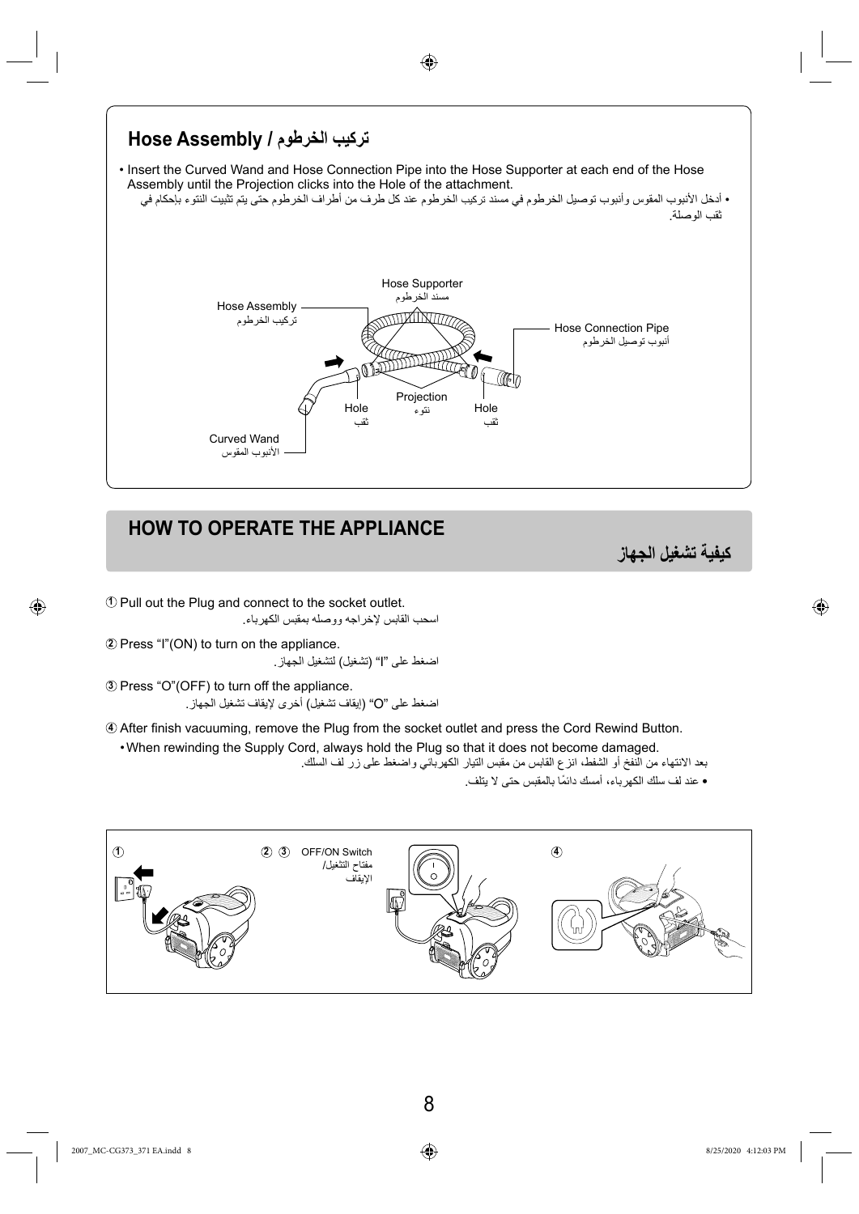## Hose Assembly / تركيب الخرطوم

- Insert the Curved Wand and Hose Connection Pipe into the Hose Supporter at each end of the Hose Assembly until the Projection clicks into the Hole of the attachment.
- أدخل الأنبوب المقوس وأنبوب توصيل الخرطوم في مسند تركيب الخرطوم عند كل طرف من أطراف الخرطوم حتى يتم تثبيت النتوء بإحكام في ثقب الوصلة.

Hose Supporter / مسند الخرطوم

Hose Assembly / تركيب الخرطوم

Hose Connection Pipe / أنبوب توصيل الخرطوم

Projection / نتوء

Hole / ثقب

Hole / ثقب

Curved Wand / الأنبوب المقوس

## HOW TO OPERATE THE APPLIANCE

## كيفية تشغيل الجهاز

① Pull out the Plug and connect to the socket outlet.
اسحب القابس لإخراجه ووصله بمقبس الكهرباء.

② Press "I"(ON) to turn on the appliance.
اضغط على "I" (تشغيل) لتشغيل الجهاز.

③ Press "O"(OFF) to turn off the appliance.
اضغط على "O" (إيقاف تشغيل) أخرى لإيقاف تشغيل الجهاز.

④ After finish vacuuming, remove the Plug from the socket outlet and press the Cord Rewind Button.
- When rewinding the Supply Cord, always hold the Plug so that it does not become damaged.

بعد الانتهاء من النفخ أو الشفط، انزع القابس من مقبس التيار الكهربائي واضغط على زر لف السلك.
- عند لف سلك الكهرباء، أمسك دائمًا بالمقبس حتى لا يتلف.

①

② ③ OFF/ON Switch / مفتاح التشغيل/الإيقاف

④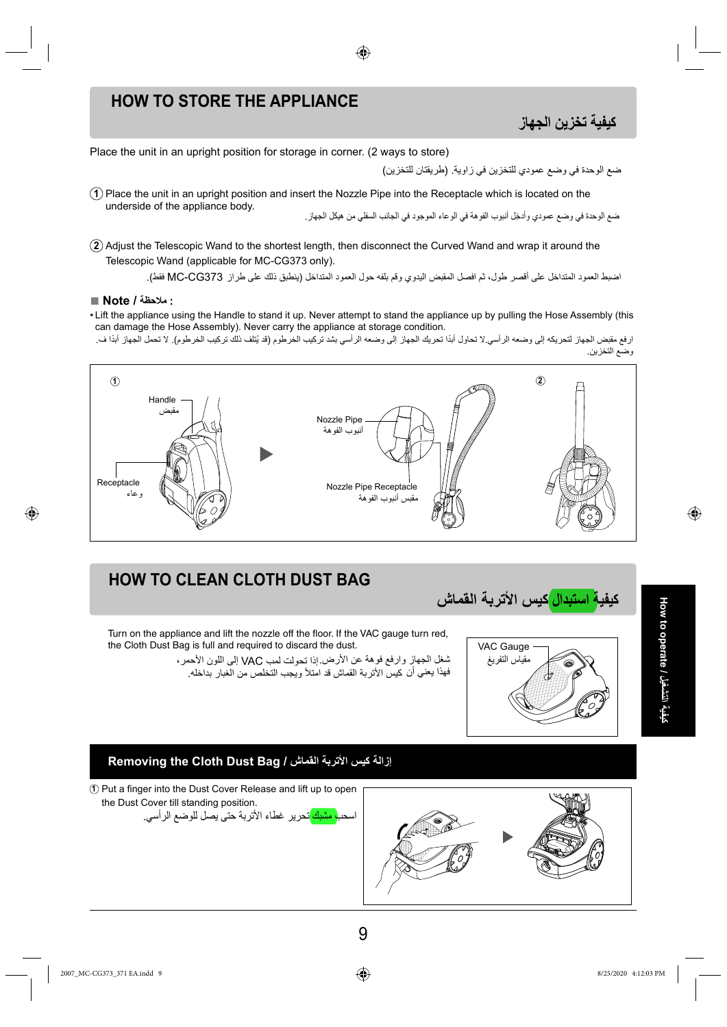# HOW TO STORE THE APPLIANCE

## كيفية تخزين الجهاز

Place the unit in an upright position for storage in corner. (2 ways to store)

ضع الوحدة في وضع عمودي للتخزين في زاوية. (طريقتان للتخزين)

① Place the unit in an upright position and insert the Nozzle Pipe into the Receptacle which is located on the underside of the appliance body.

ضع الوحدة في وضع عمودي وأدخل أنبوب الفوهة في الوعاء الموجود في الجانب السفلي من هيكل الجهاز.

② Adjust the Telescopic Wand to the shortest length, then disconnect the Curved Wand and wrap it around the Telescopic Wand (applicable for MC-CG373 only).

اضبط العمود المتداخل على أقصر طول، ثم افصل المقبض اليدوي وقم بلفه حول العمود المتداخل (ينطبق ذلك على طراز MC-CG373 فقط).

**■ Note / ملاحظة :**

- Lift the appliance using the Handle to stand it up. Never attempt to stand the appliance up by pulling the Hose Assembly (this can damage the Hose Assembly). Never carry the appliance at storage condition.

ارفع مقبض الجهاز لتحريكه إلى وضعه الرأسي.لا تحاول أبدًا تحريك الجهاز إلى وضعه الرأسي بشد تركيب الخرطوم (قد يُتلف ذلك تركيب الخرطوم). لا تحمل الجهاز أبدًا في وضع التخزين.

①

Handle
مقبض

Receptacle
وعاء

Nozzle Pipe
أنبوب الفوهة

Nozzle Pipe Receptacle
مقبس أنبوب الفوهة

②

# HOW TO CLEAN CLOTH DUST BAG

## كيفية استبدال كيس الأتربة القماش

Turn on the appliance and lift the nozzle off the floor. If the VAC gauge turn red, the Cloth Dust Bag is full and required to discard the dust.

شغل الجهاز وارفع فوهة عن الأرض.إذا تحولت لمبة VAC إلى اللون الأحمر، فهذا يعني أن كيس الأتربة القماش قد امتلأ ويجب التخلص من الغبار بداخله.

VAC Gauge
مقياس التفريغ

### Removing the Cloth Dust Bag / إزالة كيس الأتربة القماش

① Put a finger into the Dust Cover Release and lift up to open the Dust Cover till standing position.

اسحب مشبك تحرير غطاء الأتربة حتى يصل للوضع الرأسي.

How to operate / كيفية التشغيل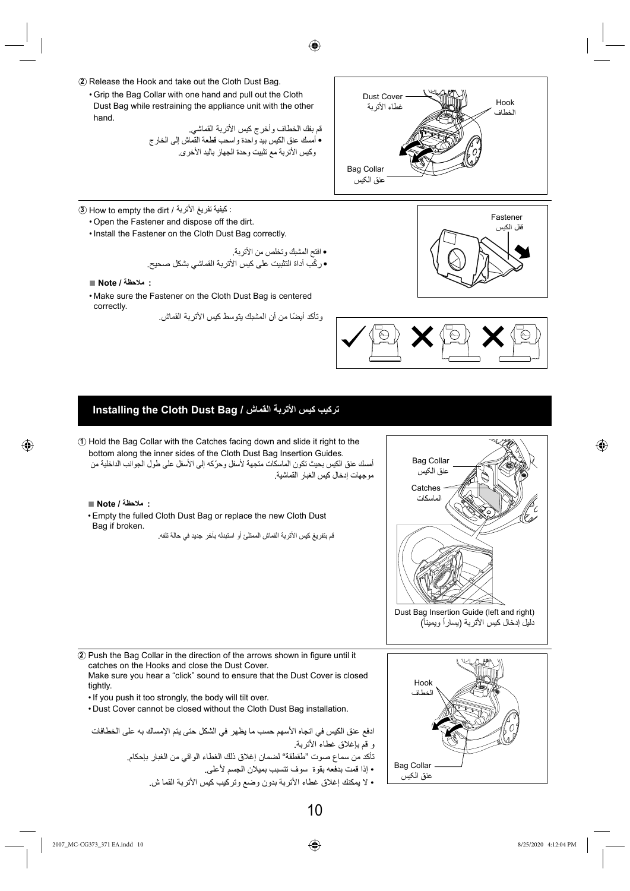② Release the Hook and take out the Cloth Dust Bag.

- Grip the Bag Collar with one hand and pull out the Cloth Dust Bag while restraining the appliance unit with the other hand.

قم بفك الخطاف وأخرج كيس الأتربة القماشي.

- أمسك عنق الكيس بيد واحدة واسحب قطعة القماش إلى الخارج وكيس الأتربة مع تثبيت وحدة الجهاز باليد الأخرى.

Dust Cover
غطاء الأتربة

Hook
الخطاف

Bag Collar
عنق الكيس

③ How to empty the dirt / كيفية تفريغ الأتربة :

- Open the Fastener and dispose off the dirt.
- Install the Fastener on the Cloth Dust Bag correctly.

- افتح المشبك وتخلص من الأتربة.
- ركّب أداة التثبيت على كيس الأتربة القماشي بشكل صحيح.

Fastener
قفل الكيس

■ **Note / ملاحظة :**

- Make sure the Fastener on the Cloth Dust Bag is centered correctly.

وتأكد أيضًا من أن المشبك يتوسط كيس الأتربة القماش.

## Installing the Cloth Dust Bag / تركيب كيس الأتربة القماش

① Hold the Bag Collar with the Catches facing down and slide it right to the bottom along the inner sides of the Cloth Dust Bag Insertion Guides.

أمسك عنق الكيس بحيث تكون الماسكات متجهة لأسفل وحرّكه إلى الأسفل على طول الجوانب الداخلية من موجهات إدخال كيس الغبار القماشية.

■ **Note / ملاحظة :**

- Empty the fulled Cloth Dust Bag or replace the new Cloth Dust Bag if broken.

قم بتفريغ كيس الأتربة القماش الممتلئ أو استبدله بآخر جديد في حالة تلفه.

Bag Collar
عنق الكيس

Catches
الماسكات

Dust Bag Insertion Guide (left and right)
دليل إدخال كيس الأتربة (يساراً ويميناً)

② Push the Bag Collar in the direction of the arrows shown in figure until it catches on the Hooks and close the Dust Cover.
Make sure you hear a "click" sound to ensure that the Dust Cover is closed tightly.

- If you push it too strongly, the body will tilt over.
- Dust Cover cannot be closed without the Cloth Dust Bag installation.

ادفع عنق الكيس في اتجاه الأسهم حسب ما يظهر في الشكل حتى يتم الإمساك به على الخطافات و قم بإغلاق غطاء الأتربة.
تأكد من سماع صوت "طقطقة" لضمان إغلاق ذلك الغطاء الواقي من الغبار بإحكام.

- إذا قمت بدفعه بقوة سوف تتسبب بميلان الجسم لأعلى.
- لا يمكنك إغلاق غطاء الأتربة بدون وضع وتركيب كيس الأتربة القما ش.

Hook
الخطاف

Bag Collar
عنق الكيس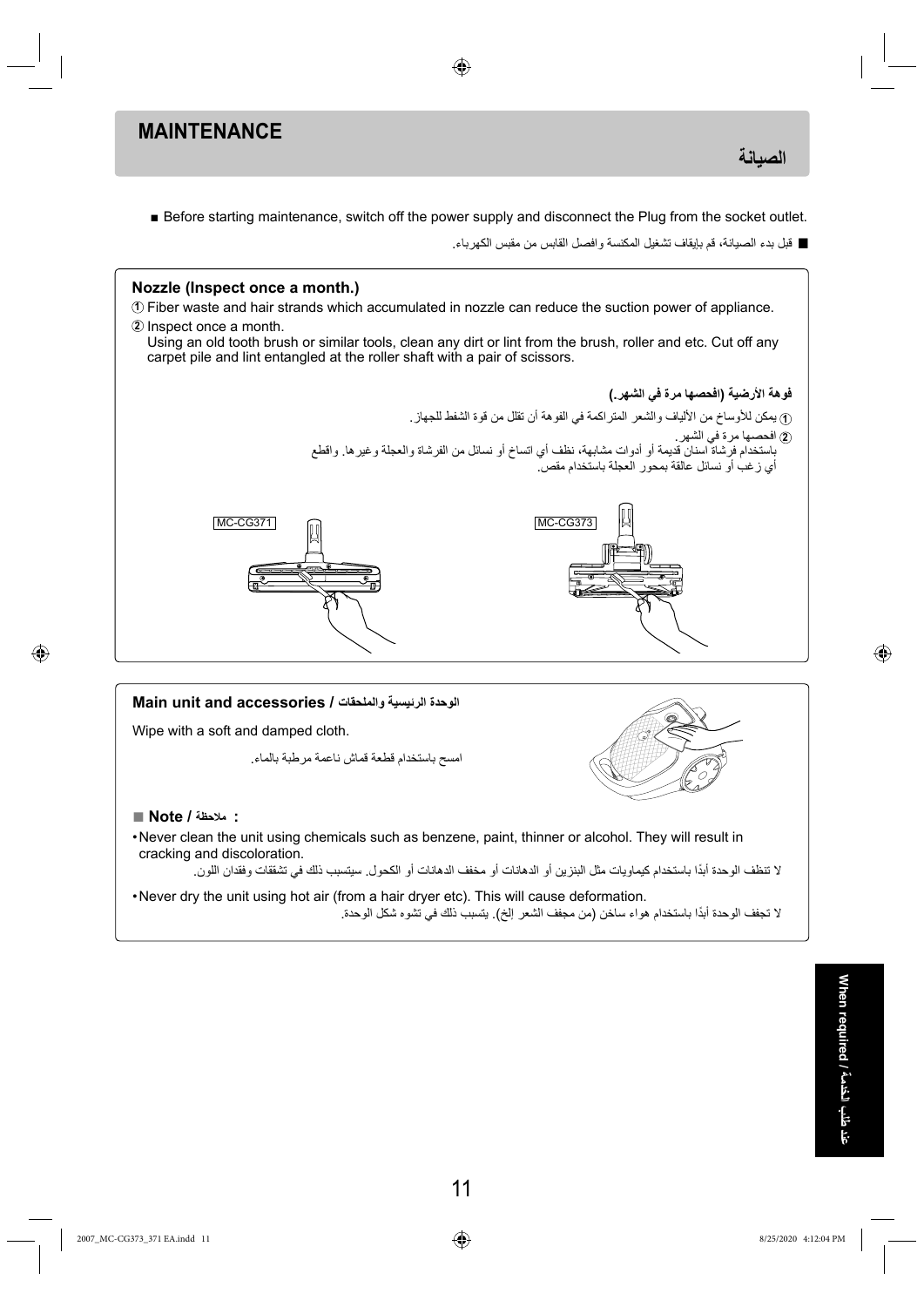# MAINTENANCE

# الصيانة

■ Before starting maintenance, switch off the power supply and disconnect the Plug from the socket outlet.

■ قبل بدء الصيانة، قم بإيقاف تشغيل المكنسة وافصل القابس من مقبس الكهرباء.

## Nozzle (Inspect once a month.)

① Fiber waste and hair strands which accumulated in nozzle can reduce the suction power of appliance.

② Inspect once a month.
Using an old tooth brush or similar tools, clean any dirt or lint from the brush, roller and etc. Cut off any carpet pile and lint entangled at the roller shaft with a pair of scissors.

## فوهة الأرضية (افحصها مرة في الشهر.)

① يمكن للأوساخ من الألياف والشعر المتراكمة في الفوهة أن تقلل من قوة الشفط للجهاز.

② افحصها مرة في الشهر.
باستخدام فرشاة أسنان قديمة أو أدوات مشابهة، نظف أي اتساخ أو نسائل من الفرشاة والعجلة وغيرها. واقطع أي زغب أو نسائل عالقة بمحور العجلة باستخدام مقص.

MC-CG371

MC-CG373

## Main unit and accessories / الوحدة الرئيسية والملحقات

Wipe with a soft and damped cloth.

امسح باستخدام قطعة قماش ناعمة مرطبة بالماء.

■ **Note / ملاحظة :**

- Never clean the unit using chemicals such as benzene, paint, thinner or alcohol. They will result in cracking and discoloration.

لا تنظف الوحدة أبدًا باستخدام كيماويات مثل البنزين أو الدهانات أو مخفف الدهانات أو الكحول. سيتسبب ذلك في تشققات وفقدان اللون.

- Never dry the unit using hot air (from a hair dryer etc). This will cause deformation.

لا تجفف الوحدة أبدًا باستخدام هواء ساخن (من مجفف الشعر إلخ). يتسبب ذلك في تشوه شكل الوحدة.

When required / عند طلب الخدمة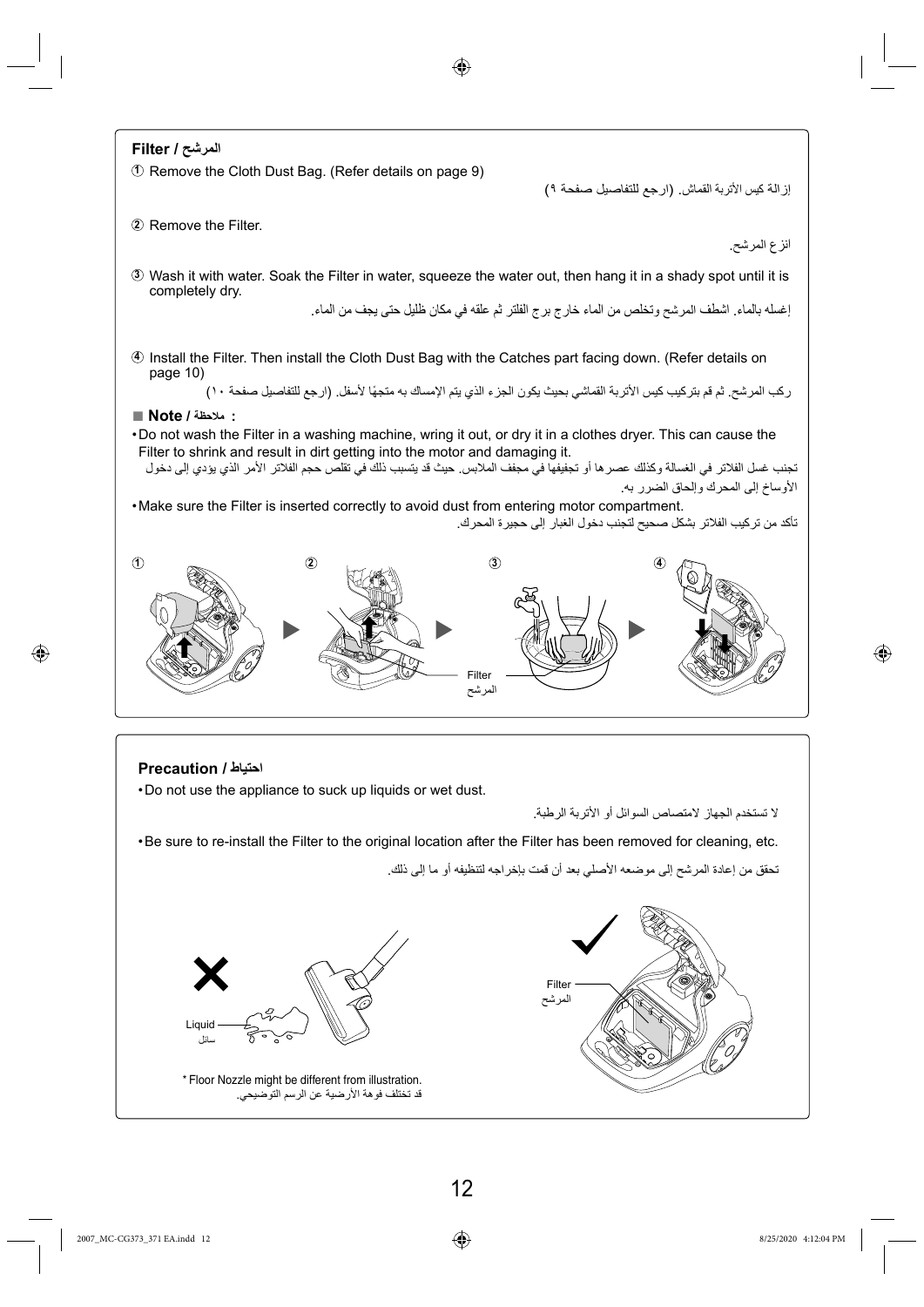## Filter / المرشح

① Remove the Cloth Dust Bag. (Refer details on page 9)

إزالة كيس الأتربة القماش. (ارجع للتفاصيل صفحة ٩)

② Remove the Filter.

انزع المرشح.

③ Wash it with water. Soak the Filter in water, squeeze the water out, then hang it in a shady spot until it is completely dry.

إغسله بالماء. اشطف المرشح وتخلص من الماء خارج برج الفلتر ثم علقه في مكان ظليل حتى يجف من الماء.

④ Install the Filter. Then install the Cloth Dust Bag with the Catches part facing down. (Refer details on page 10)

ركب المرشح. ثم قم بتركيب كيس الأتربة القماشي بحيث يكون الجزء الذي يتم الإمساك به متجهًا لأسفل. (ارجع للتفاصيل صفحة ١٠)

**■ Note / ملاحظة :**

- Do not wash the Filter in a washing machine, wring it out, or dry it in a clothes dryer. This can cause the Filter to shrink and result in dirt getting into the motor and damaging it.

تجنب غسل الفلاتر في الغسالة وكذلك عصرها أو تجفيفها في مجفف الملابس. حيث قد يتسبب ذلك في تقلص حجم الفلاتر الأمر الذي يؤدي إلى دخول الأوساخ إلى المحرك وإلحاق الضرر به.

- Make sure the Filter is inserted correctly to avoid dust from entering motor compartment.

تأكد من تركيب الفلاتر بشكل صحيح لتجنب دخول الغبار إلى حجيرة المحرك.

①　②　③　④

Filter
المرشح

## Precaution / احتياط

- Do not use the appliance to suck up liquids or wet dust.

لا تستخدم الجهاز لامتصاص السوائل أو الأتربة الرطبة.

- Be sure to re-install the Filter to the original location after the Filter has been removed for cleaning, etc.

تحقق من إعادة المرشح إلى موضعه الأصلي بعد أن قمت بإخراجه لتنظيفه أو ما إلى ذلك.

Liquid
سائل

Filter
المرشح

* Floor Nozzle might be different from illustration.

قد تختلف فوهة الأرضية عن الرسم التوضيحي.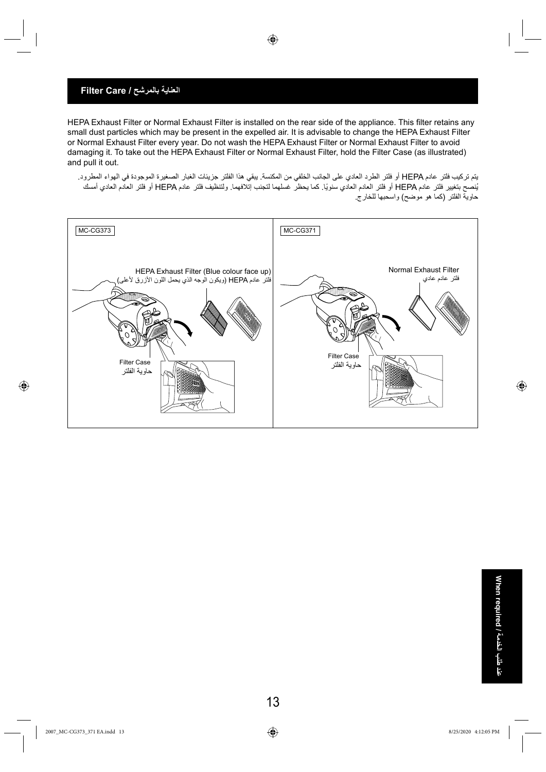## Filter Care / العناية بالمرشح

HEPA Exhaust Filter or Normal Exhaust Filter is installed on the rear side of the appliance. This filter retains any small dust particles which may be present in the expelled air. It is advisable to change the HEPA Exhaust Filter or Normal Exhaust Filter every year. Do not wash the HEPA Exhaust Filter or Normal Exhaust Filter to avoid damaging it. To take out the HEPA Exhaust Filter or Normal Exhaust Filter, hold the Filter Case (as illustrated) and pull it out.

يتم تركيب فلتر عادم HEPA أو فلتر الطرد العادي على الجانب الخلفي من المكنسة. يبقي هذا الفلتر جزيئات الغبار الصغيرة الموجودة في الهواء المطرود. يُنصح بتغيير فلتر عادم HEPA أو فلتر العادم العادي سنويًا. كما يحظر غسلهما لتجنب إتلافهما. ولتنظيف فلتر عادم HEPA أو فلتر العادم العادي أمسك حاوية الفلتر (كما هو موضح) واسحبها للخارج.

MC-CG373

HEPA Exhaust Filter (Blue colour face up)
فلتر عادم HEPA (ويكون الوجه الذي يحمل اللون الأزرق لأعلى)

Filter Case
حاوية الفلتر

MC-CG371

Normal Exhaust Filter
فلتر عادم عادي

Filter Case
حاوية الفلتر

When required / عند طلب الخدمة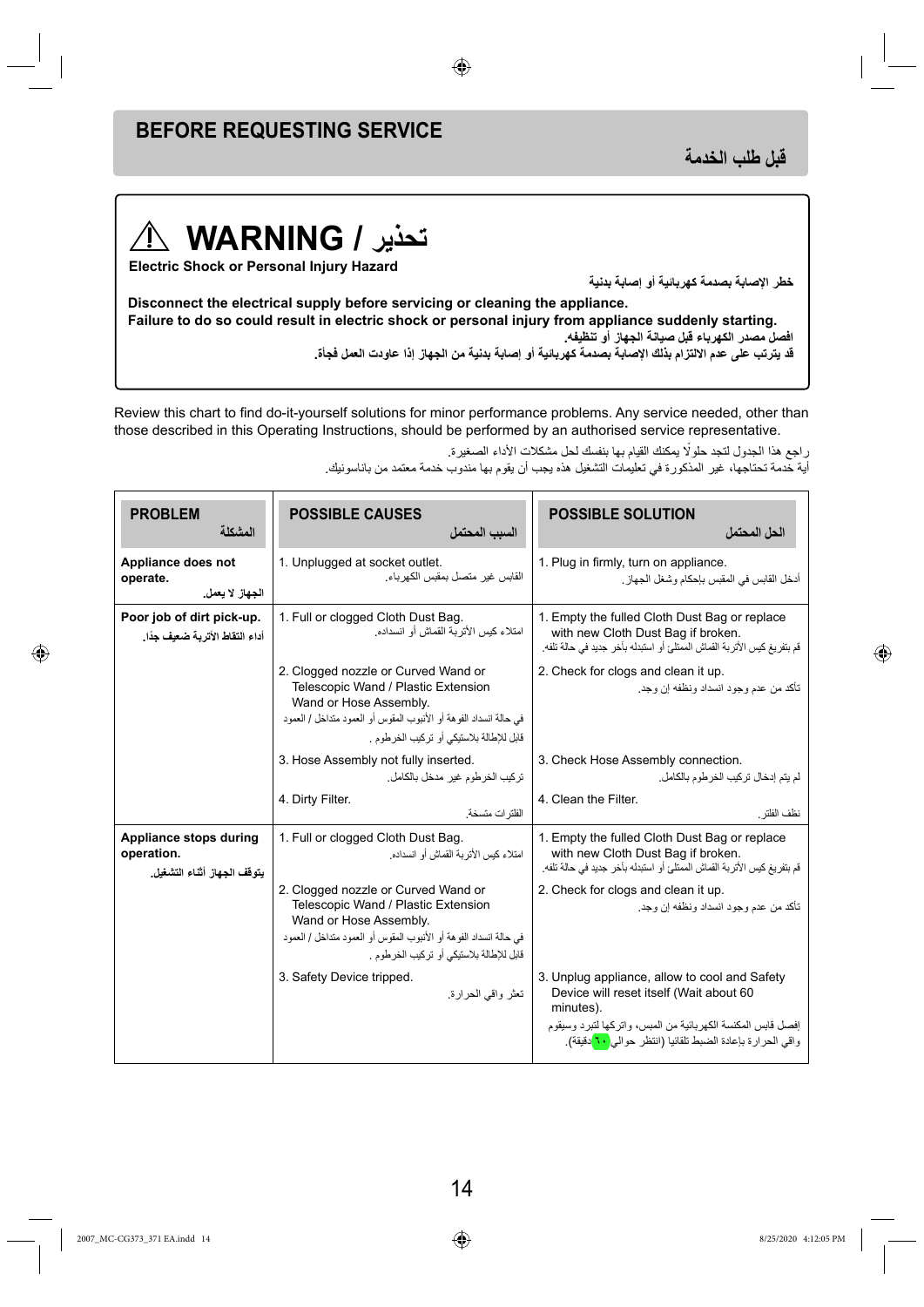## BEFORE REQUESTING SERVICE

## قبل طلب الخدمة

### ⚠ WARNING / تحذير

**Electric Shock or Personal Injury Hazard**

**خطر الإصابة بصدمة كهربائية أو إصابة بدنية**

**Disconnect the electrical supply before servicing or cleaning the appliance.**
**Failure to do so could result in electric shock or personal injury from appliance suddenly starting.**

**افصل مصدر الكهرباء قبل صيانة الجهاز أو تنظيفه.**
**قد يترتب على عدم الالتزام بذلك الإصابة بصدمة كهربائية أو إصابة بدنية من الجهاز إذا عاودت العمل فجأة.**

Review this chart to find do-it-yourself solutions for minor performance problems. Any service needed, other than those described in this Operating Instructions, should be performed by an authorised service representative.

راجع هذا الجدول لتجد حلولًا يمكنك القيام بها بنفسك لحل مشكلات الأداء الصغيرة.
أية خدمة تحتاجها، غير المذكورة في تعليمات التشغيل هذه يجب أن يقوم بها مندوب خدمة معتمد من باناسونيك.

| PROBLEM المشكلة | POSSIBLE CAUSES السبب المحتمل | POSSIBLE SOLUTION الحل المحتمل |
|---|---|---|
| **Appliance does not operate.** **الجهاز لا يعمل.** | 1. Unplugged at socket outlet. القابس غير متصل بمقبس الكهرباء. | 1. Plug in firmly, turn on appliance. أدخل القابس في المقبس بإحكام وشغل الجهاز. |
| **Poor job of dirt pick-up.** **أداء التقاط الأتربة ضعيف جدًا.** | 1. Full or clogged Cloth Dust Bag. امتلاء كيس الأتربة القماش أو انسداده. | 1. Empty the fulled Cloth Dust Bag or replace with new Cloth Dust Bag if broken. قم بتفريغ كيس الأتربة القماش الممتلئ أو استبدله بآخر جديد في حالة تلفه. |
| | 2. Clogged nozzle or Curved Wand or Telescopic Wand / Plastic Extension Wand or Hose Assembly. في حالة انسداد الفوهة أو الأنبوب المقوس أو العمود متداخل / العمود قابل للإطالة بلاستيكي أو تركيب الخرطوم . | 2. Check for clogs and clean it up. تأكد من عدم وجود انسداد ونظفه إن وجد. |
| | 3. Hose Assembly not fully inserted. تركيب الخرطوم غير مدخل بالكامل. | 3. Check Hose Assembly connection. لم يتم إدخال تركيب الخرطوم بالكامل. |
| | 4. Dirty Filter. الفلترات متسخة. | 4. Clean the Filter. نظف الفلتر. |
| **Appliance stops during operation.** **يتوقف الجهاز أثناء التشغيل.** | 1. Full or clogged Cloth Dust Bag. امتلاء كيس الأتربة القماش أو انسداده. | 1. Empty the fulled Cloth Dust Bag or replace with new Cloth Dust Bag if broken. قم بتفريغ كيس الأتربة القماش الممتلئ أو استبدله بآخر جديد في حالة تلفه. |
| | 2. Clogged nozzle or Curved Wand or Telescopic Wand / Plastic Extension Wand or Hose Assembly. في حالة انسداد الفوهة أو الأنبوب المقوس أو العمود متداخل / العمود قابل للإطالة بلاستيكي أو تركيب الخرطوم . | 2. Check for clogs and clean it up. تأكد من عدم وجود انسداد ونظفه إن وجد. |
| | 3. Safety Device tripped. تعثر واقي الحرارة. | 3. Unplug appliance, allow to cool and Safety Device will reset itself (Wait about 60 minutes). إفصل قابس المكنسة الكهربائية من المبس، واتركها لتبرد وسيقوم واقي الحرارة بإعادة الضبط تلقائيا (انتظر حوالي ٦٠ دقيقة). |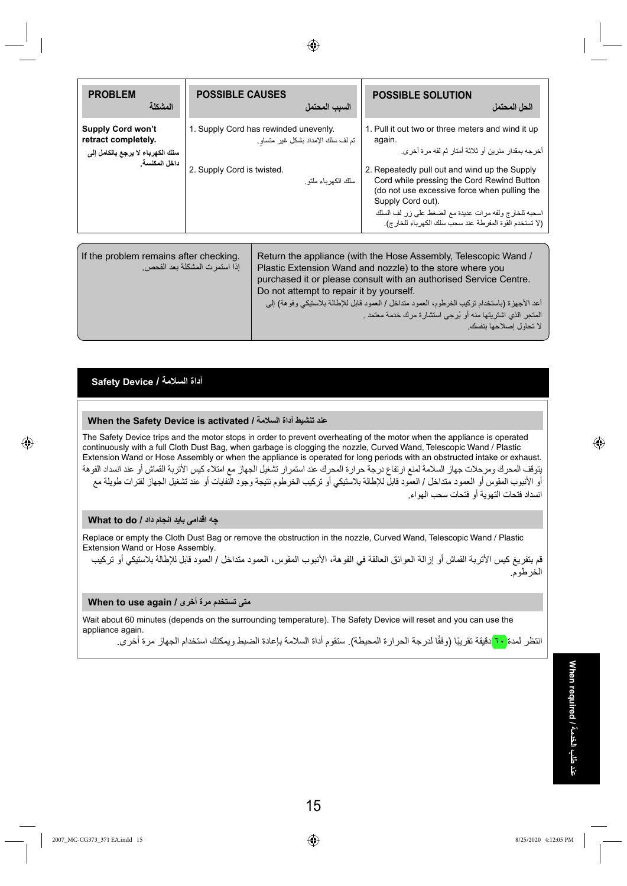| PROBLEM<br>المشكلة | POSSIBLE CAUSES<br>السبب المحتمل | POSSIBLE SOLUTION<br>الحل المحتمل |
| --- | --- | --- |
| **Supply Cord won't retract completely.**<br>**سلك الكهرباء لا يرجع بالكامل إلى داخل المكنسة.** | 1. Supply Cord has rewinded unevenly.<br>تم لف سلك الإمداد بشكل غير متساوٍ. | 1. Pull it out two or three meters and wind it up again.<br>أخرجه بمقدار مترين أو ثلاثة أمتار ثم لفه مرة أخرى. |
| | 2. Supply Cord is twisted.<br>سلك الكهرباء ملتوٍ. | 2. Repeatedly pull out and wind up the Supply Cord while pressing the Cord Rewind Button (do not use excessive force when pulling the Supply Cord out).<br>اسحبه للخارج ولفه مرات عديدة مع الضغط على زر لف السلك (لا تستخدم القوة المفرطة عند سحب سلك الكهرباء للخارج). |

| If the problem remains after checking.<br>إذا استمرت المشكلة بعد الفحص. | Return the appliance (with the Hose Assembly, Telescopic Wand / Plastic Extension Wand and nozzle) to the store where you purchased it or please consult with an authorised Service Centre. Do not attempt to repair it by yourself.<br>أعد الأجهزة (باستخدام تركيب الخرطوم، العمود متداخل / العمود قابل للإطالة بلاستيكي وفوهة) إلى المتجر الذي اشتريتها منه أو يُرجى استشارة مركز خدمة معتمد .<br>لا تحاول إصلاحها بنفسك. |
| --- | --- |

## Safety Device / أداة السلامة

### When the Safety Device is activated / عند تنشيط أداة السلامة

The Safety Device trips and the motor stops in order to prevent overheating of the motor when the appliance is operated continuously with a full Cloth Dust Bag, when garbage is clogging the nozzle, Curved Wand, Telescopic Wand / Plastic Extension Wand or Hose Assembly or when the appliance is operated for long periods with an obstructed intake or exhaust.

يتوقف المحرك ومرحلات جهاز السلامة لمنع ارتفاع درجة حرارة المحرك عند استمرار تشغيل الجهاز مع امتلاء كيس الأتربة القماش أو عند انسداد الفوهة أو الأنبوب المقوس أو العمود متداخل / العمود قابل للإطالة بلاستيكي أو تركيب الخرطوم نتيجة وجود النفايات أو عند تشغيل الجهاز لفترات طويلة مع انسداد فتحات التهوية أو فتحات سحب الهواء.

### What to do / چه اقدامی باید انجام داد

Replace or empty the Cloth Dust Bag or remove the obstruction in the nozzle, Curved Wand, Telescopic Wand / Plastic Extension Wand or Hose Assembly.

قم بتفريغ كيس الأتربة القماش أو إزالة العوائق العالقة في الفوهة، الأنبوب المقوس، العمود متداخل / العمود قابل للإطالة بلاستيكي أو تركيب الخرطوم.

### When to use again / متى تستخدم مرة أخرى

Wait about 60 minutes (depends on the surrounding temperature). The Safety Device will reset and you can use the appliance again.

انتظر لمدة ٦٠ دقيقة تقريبًا (وفقًا لدرجة الحرارة المحيطة). ستقوم أداة السلامة بإعادة الضبط ويمكنك استخدام الجهاز مرة أخرى.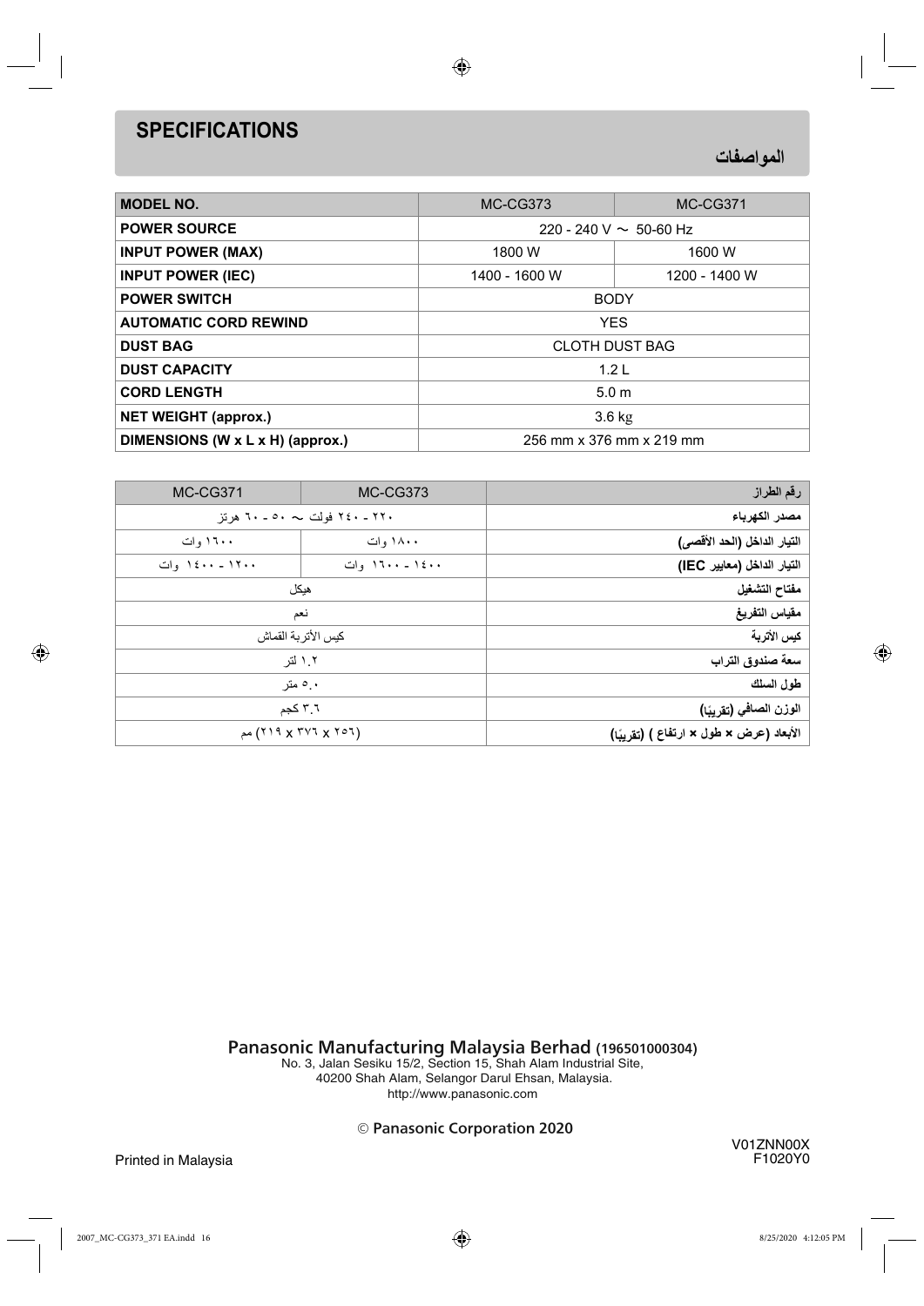## SPECIFICATIONS

## المواصفات

| MODEL NO. | MC-CG373 | MC-CG371 |
|---|---|---|
| POWER SOURCE | 220 - 240 V ~ 50-60 Hz | |
| INPUT POWER (MAX) | 1800 W | 1600 W |
| INPUT POWER (IEC) | 1400 - 1600 W | 1200 - 1400 W |
| POWER SWITCH | BODY | |
| AUTOMATIC CORD REWIND | YES | |
| DUST BAG | CLOTH DUST BAG | |
| DUST CAPACITY | 1.2 L | |
| CORD LENGTH | 5.0 m | |
| NET WEIGHT (approx.) | 3.6 kg | |
| DIMENSIONS (W x L x H) (approx.) | 256 mm x 376 mm x 219 mm | |

| MC-CG371 | MC-CG373 | رقم الطراز |
|---|---|---|
| ٢٢٠ - ٢٤٠ فولت ~ ٥٠ - ٦٠ هرتز | | مصدر الكهرباء |
| ١٦٠٠ وات | ١٨٠٠ وات | التيار الداخل (الحد الأقصى) |
| ١٢٠٠ - ١٤٠٠ وات | ١٤٠٠ - ١٦٠٠ وات | التيار الداخل (معايير IEC) |
| هيكل | | مفتاح التشغيل |
| نعم | | مقياس التفريغ |
| كيس الأتربة القماش | | كيس الأتربة |
| ١.٢ لتر | | سعة صندوق التراب |
| ٥.٠ متر | | طول السلك |
| ٣.٦ كجم | | الوزن الصافي (تقريبًا) |
| (٢٥٦ x ٣٧٦ x ٢١٩) مم | | الأبعاد (عرض × طول × ارتفاع ) (تقريبًا) |

**Panasonic Manufacturing Malaysia Berhad (196501000304)**
No. 3, Jalan Sesiku 15/2, Section 15, Shah Alam Industrial Site,
40200 Shah Alam, Selangor Darul Ehsan, Malaysia.
http://www.panasonic.com

© **Panasonic Corporation 2020**

Printed in Malaysia

V01ZNN00X
F1020Y0